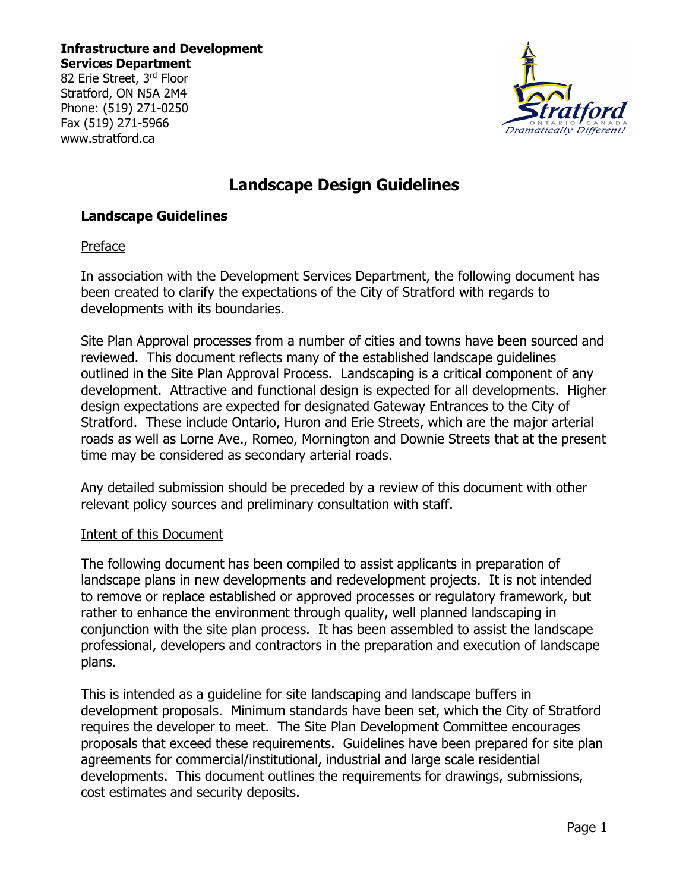**Infrastructure and Development Services Department**
82 Erie Street, 3rd Floor
Stratford, ON N5A 2M4
Phone: (519) 271-0250
Fax (519) 271-5966
www.stratford.ca

# Landscape Design Guidelines

## Landscape Guidelines

Preface

In association with the Development Services Department, the following document has been created to clarify the expectations of the City of Stratford with regards to developments with its boundaries.

Site Plan Approval processes from a number of cities and towns have been sourced and reviewed. This document reflects many of the established landscape guidelines outlined in the Site Plan Approval Process. Landscaping is a critical component of any development. Attractive and functional design is expected for all developments. Higher design expectations are expected for designated Gateway Entrances to the City of Stratford. These include Ontario, Huron and Erie Streets, which are the major arterial roads as well as Lorne Ave., Romeo, Mornington and Downie Streets that at the present time may be considered as secondary arterial roads.

Any detailed submission should be preceded by a review of this document with other relevant policy sources and preliminary consultation with staff.

Intent of this Document

The following document has been compiled to assist applicants in preparation of landscape plans in new developments and redevelopment projects. It is not intended to remove or replace established or approved processes or regulatory framework, but rather to enhance the environment through quality, well planned landscaping in conjunction with the site plan process. It has been assembled to assist the landscape professional, developers and contractors in the preparation and execution of landscape plans.

This is intended as a guideline for site landscaping and landscape buffers in development proposals. Minimum standards have been set, which the City of Stratford requires the developer to meet. The Site Plan Development Committee encourages proposals that exceed these requirements. Guidelines have been prepared for site plan agreements for commercial/institutional, industrial and large scale residential developments. This document outlines the requirements for drawings, submissions, cost estimates and security deposits.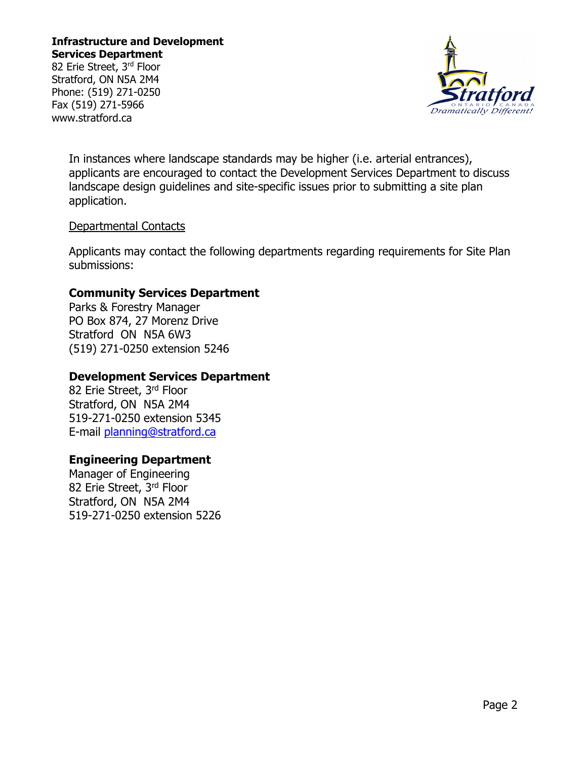In instances where landscape standards may be higher (i.e. arterial entrances), applicants are encouraged to contact the Development Services Department to discuss landscape design guidelines and site-specific issues prior to submitting a site plan application.

Departmental Contacts

Applicants may contact the following departments regarding requirements for Site Plan submissions:

**Community Services Department**
Parks & Forestry Manager
PO Box 874, 27 Morenz Drive
Stratford ON N5A 6W3
(519) 271-0250 extension 5246

**Development Services Department**
82 Erie Street, 3rd Floor
Stratford, ON N5A 2M4
519-271-0250 extension 5345
E-mail planning@stratford.ca

**Engineering Department**
Manager of Engineering
82 Erie Street, 3rd Floor
Stratford, ON N5A 2M4
519-271-0250 extension 5226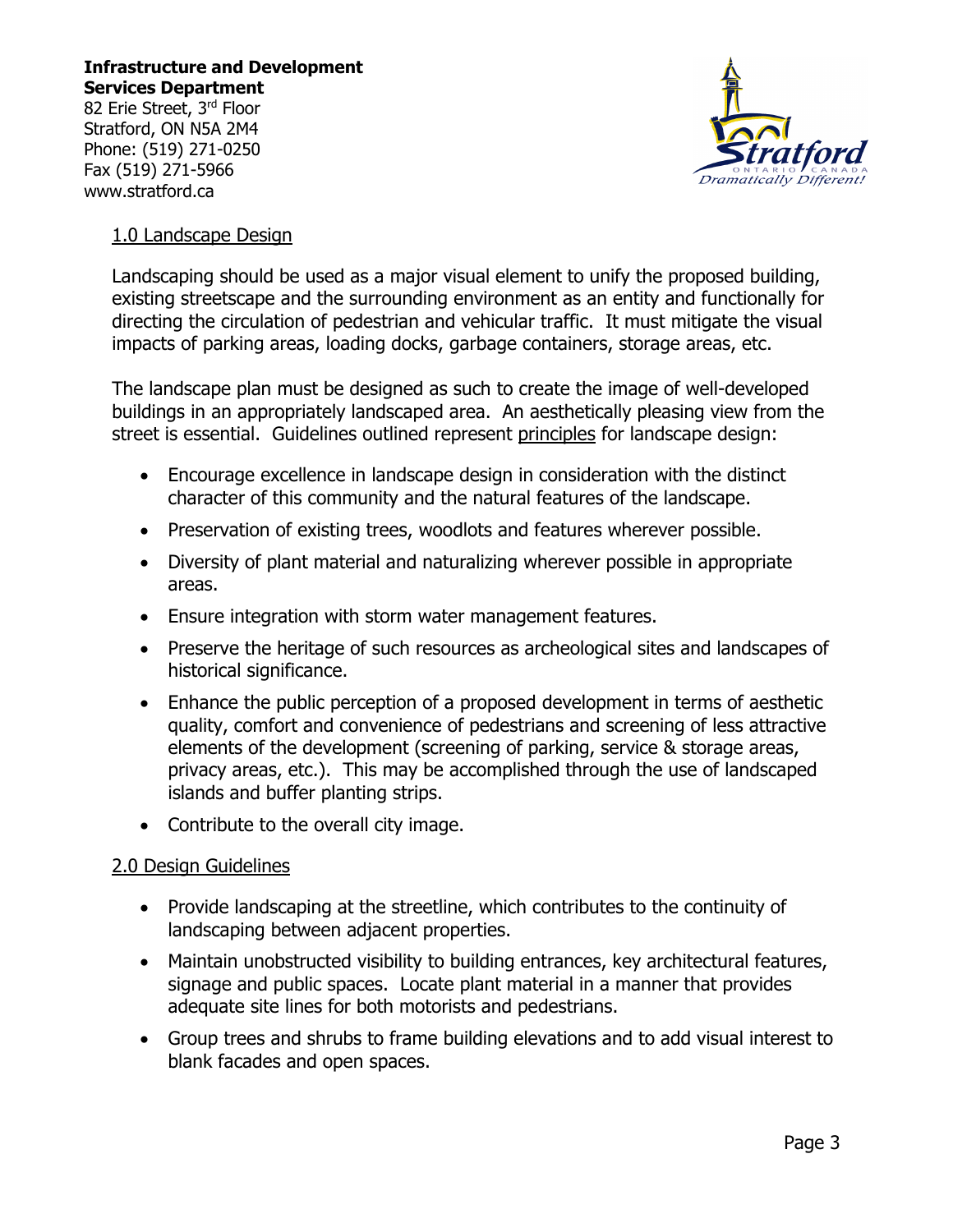**Infrastructure and Development Services Department**
82 Erie Street, 3rd Floor
Stratford, ON N5A 2M4
Phone: (519) 271-0250
Fax (519) 271-5966
www.stratford.ca

## 1.0 Landscape Design

Landscaping should be used as a major visual element to unify the proposed building, existing streetscape and the surrounding environment as an entity and functionally for directing the circulation of pedestrian and vehicular traffic. It must mitigate the visual impacts of parking areas, loading docks, garbage containers, storage areas, etc.

The landscape plan must be designed as such to create the image of well-developed buildings in an appropriately landscaped area. An aesthetically pleasing view from the street is essential. Guidelines outlined represent principles for landscape design:

- Encourage excellence in landscape design in consideration with the distinct character of this community and the natural features of the landscape.
- Preservation of existing trees, woodlots and features wherever possible.
- Diversity of plant material and naturalizing wherever possible in appropriate areas.
- Ensure integration with storm water management features.
- Preserve the heritage of such resources as archeological sites and landscapes of historical significance.
- Enhance the public perception of a proposed development in terms of aesthetic quality, comfort and convenience of pedestrians and screening of less attractive elements of the development (screening of parking, service & storage areas, privacy areas, etc.). This may be accomplished through the use of landscaped islands and buffer planting strips.
- Contribute to the overall city image.

## 2.0 Design Guidelines

- Provide landscaping at the streetline, which contributes to the continuity of landscaping between adjacent properties.
- Maintain unobstructed visibility to building entrances, key architectural features, signage and public spaces. Locate plant material in a manner that provides adequate site lines for both motorists and pedestrians.
- Group trees and shrubs to frame building elevations and to add visual interest to blank facades and open spaces.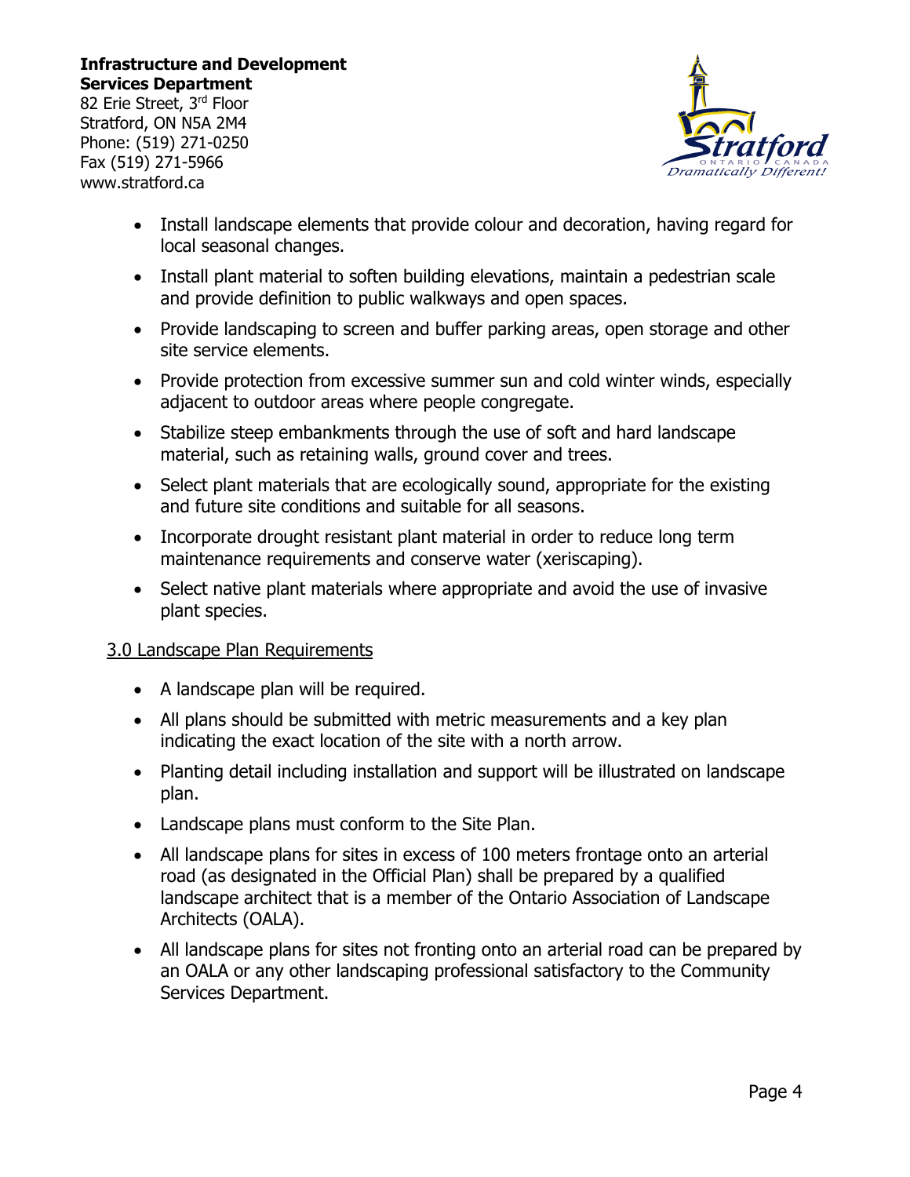- Install landscape elements that provide colour and decoration, having regard for local seasonal changes.
- Install plant material to soften building elevations, maintain a pedestrian scale and provide definition to public walkways and open spaces.
- Provide landscaping to screen and buffer parking areas, open storage and other site service elements.
- Provide protection from excessive summer sun and cold winter winds, especially adjacent to outdoor areas where people congregate.
- Stabilize steep embankments through the use of soft and hard landscape material, such as retaining walls, ground cover and trees.
- Select plant materials that are ecologically sound, appropriate for the existing and future site conditions and suitable for all seasons.
- Incorporate drought resistant plant material in order to reduce long term maintenance requirements and conserve water (xeriscaping).
- Select native plant materials where appropriate and avoid the use of invasive plant species.

## 3.0 Landscape Plan Requirements

- A landscape plan will be required.
- All plans should be submitted with metric measurements and a key plan indicating the exact location of the site with a north arrow.
- Planting detail including installation and support will be illustrated on landscape plan.
- Landscape plans must conform to the Site Plan.
- All landscape plans for sites in excess of 100 meters frontage onto an arterial road (as designated in the Official Plan) shall be prepared by a qualified landscape architect that is a member of the Ontario Association of Landscape Architects (OALA).
- All landscape plans for sites not fronting onto an arterial road can be prepared by an OALA or any other landscaping professional satisfactory to the Community Services Department.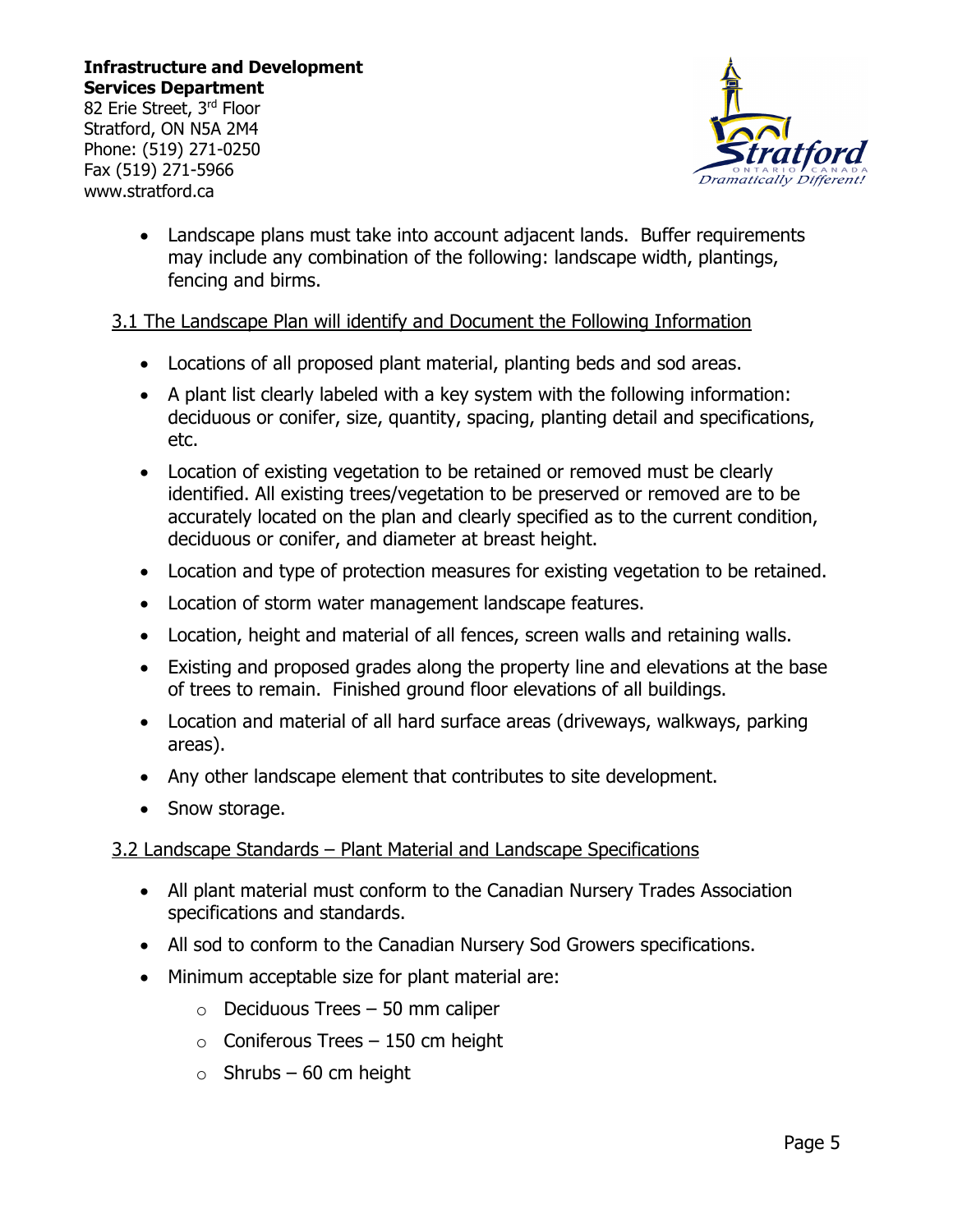- Landscape plans must take into account adjacent lands. Buffer requirements may include any combination of the following: landscape width, plantings, fencing and birms.

### 3.1 The Landscape Plan will identify and Document the Following Information

- Locations of all proposed plant material, planting beds and sod areas.
- A plant list clearly labeled with a key system with the following information: deciduous or conifer, size, quantity, spacing, planting detail and specifications, etc.
- Location of existing vegetation to be retained or removed must be clearly identified. All existing trees/vegetation to be preserved or removed are to be accurately located on the plan and clearly specified as to the current condition, deciduous or conifer, and diameter at breast height.
- Location and type of protection measures for existing vegetation to be retained.
- Location of storm water management landscape features.
- Location, height and material of all fences, screen walls and retaining walls.
- Existing and proposed grades along the property line and elevations at the base of trees to remain. Finished ground floor elevations of all buildings.
- Location and material of all hard surface areas (driveways, walkways, parking areas).
- Any other landscape element that contributes to site development.
- Snow storage.

### 3.2 Landscape Standards – Plant Material and Landscape Specifications

- All plant material must conform to the Canadian Nursery Trades Association specifications and standards.
- All sod to conform to the Canadian Nursery Sod Growers specifications.
- Minimum acceptable size for plant material are:
  - Deciduous Trees – 50 mm caliper
  - Coniferous Trees – 150 cm height
  - Shrubs – 60 cm height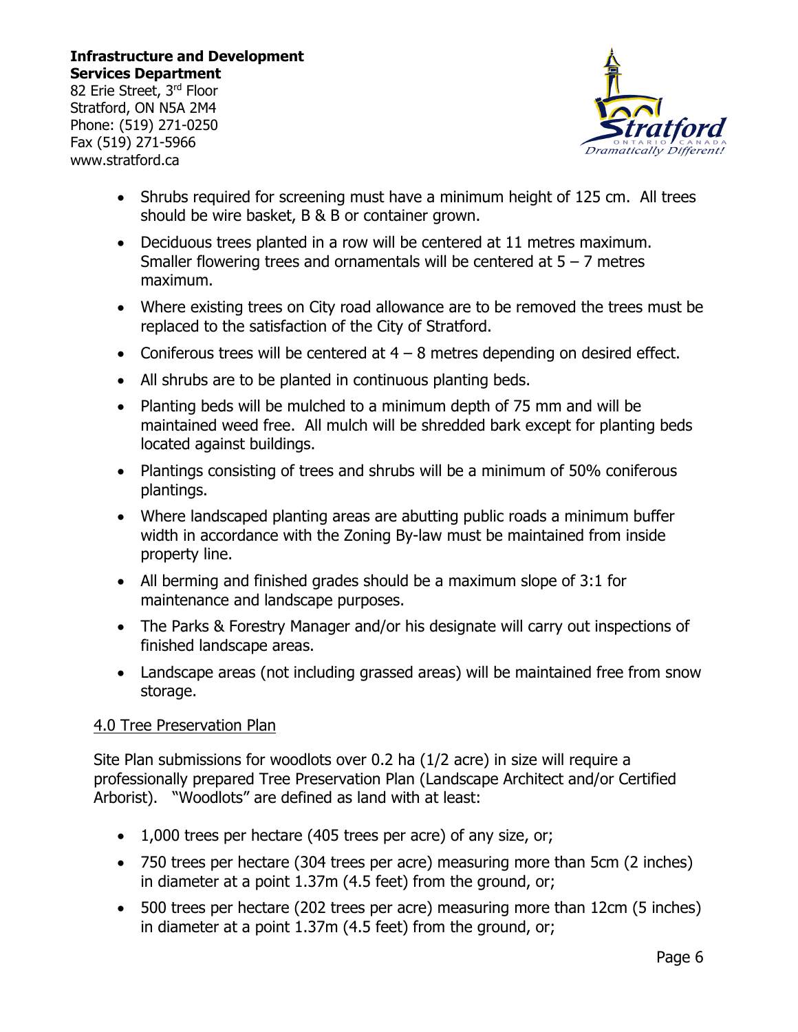- Shrubs required for screening must have a minimum height of 125 cm. All trees should be wire basket, B & B or container grown.
- Deciduous trees planted in a row will be centered at 11 metres maximum. Smaller flowering trees and ornamentals will be centered at 5 – 7 metres maximum.
- Where existing trees on City road allowance are to be removed the trees must be replaced to the satisfaction of the City of Stratford.
- Coniferous trees will be centered at 4 – 8 metres depending on desired effect.
- All shrubs are to be planted in continuous planting beds.
- Planting beds will be mulched to a minimum depth of 75 mm and will be maintained weed free. All mulch will be shredded bark except for planting beds located against buildings.
- Plantings consisting of trees and shrubs will be a minimum of 50% coniferous plantings.
- Where landscaped planting areas are abutting public roads a minimum buffer width in accordance with the Zoning By-law must be maintained from inside property line.
- All berming and finished grades should be a maximum slope of 3:1 for maintenance and landscape purposes.
- The Parks & Forestry Manager and/or his designate will carry out inspections of finished landscape areas.
- Landscape areas (not including grassed areas) will be maintained free from snow storage.

## 4.0 Tree Preservation Plan

Site Plan submissions for woodlots over 0.2 ha (1/2 acre) in size will require a professionally prepared Tree Preservation Plan (Landscape Architect and/or Certified Arborist). "Woodlots" are defined as land with at least:

- 1,000 trees per hectare (405 trees per acre) of any size, or;
- 750 trees per hectare (304 trees per acre) measuring more than 5cm (2 inches) in diameter at a point 1.37m (4.5 feet) from the ground, or;
- 500 trees per hectare (202 trees per acre) measuring more than 12cm (5 inches) in diameter at a point 1.37m (4.5 feet) from the ground, or;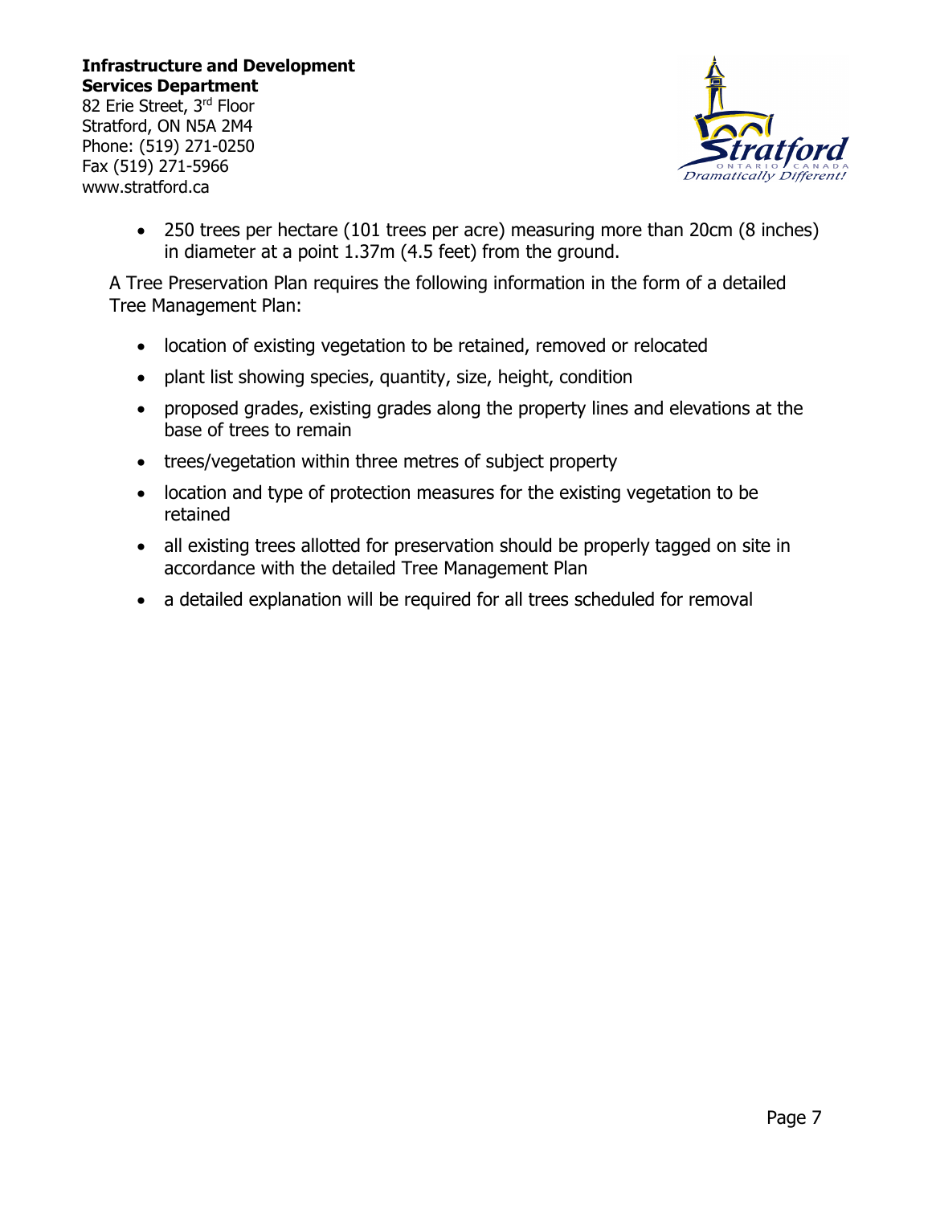- 250 trees per hectare (101 trees per acre) measuring more than 20cm (8 inches) in diameter at a point 1.37m (4.5 feet) from the ground.

A Tree Preservation Plan requires the following information in the form of a detailed Tree Management Plan:

- location of existing vegetation to be retained, removed or relocated
- plant list showing species, quantity, size, height, condition
- proposed grades, existing grades along the property lines and elevations at the base of trees to remain
- trees/vegetation within three metres of subject property
- location and type of protection measures for the existing vegetation to be retained
- all existing trees allotted for preservation should be properly tagged on site in accordance with the detailed Tree Management Plan
- a detailed explanation will be required for all trees scheduled for removal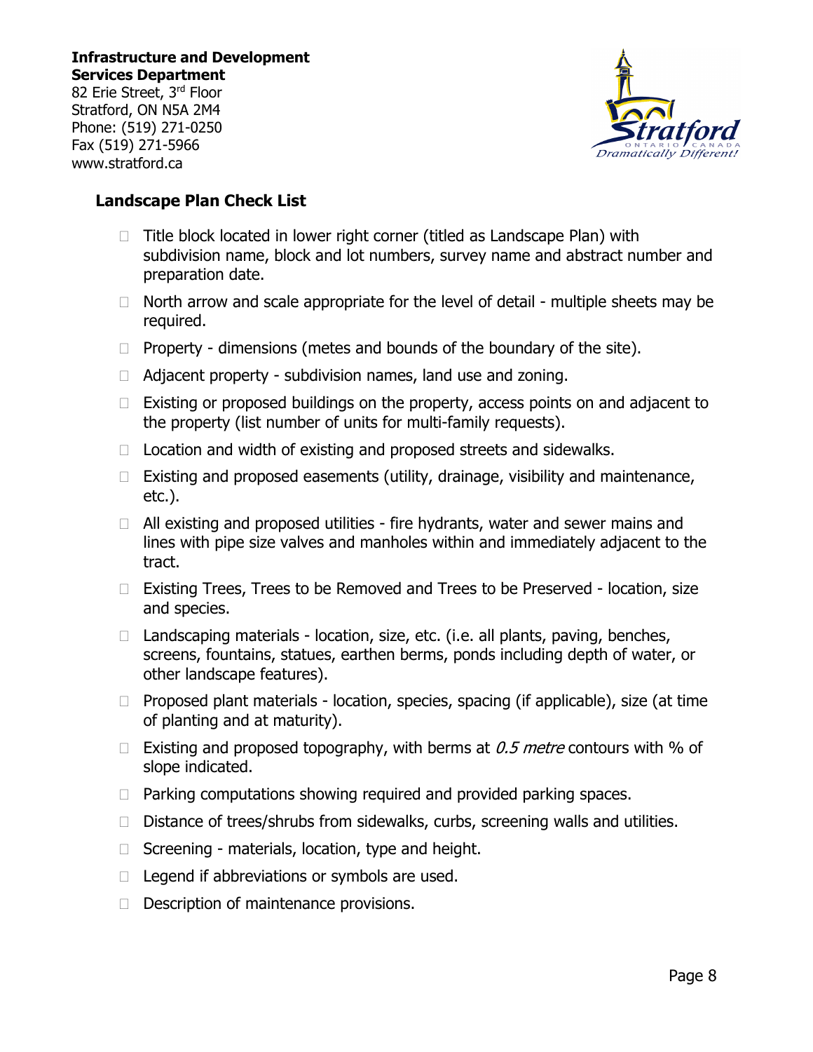**Infrastructure and Development Services Department**
82 Erie Street, 3rd Floor
Stratford, ON N5A 2M4
Phone: (519) 271-0250
Fax (519) 271-5966
www.stratford.ca

## Landscape Plan Check List

- ☐ Title block located in lower right corner (titled as Landscape Plan) with subdivision name, block and lot numbers, survey name and abstract number and preparation date.
- ☐ North arrow and scale appropriate for the level of detail - multiple sheets may be required.
- ☐ Property - dimensions (metes and bounds of the boundary of the site).
- ☐ Adjacent property - subdivision names, land use and zoning.
- ☐ Existing or proposed buildings on the property, access points on and adjacent to the property (list number of units for multi-family requests).
- ☐ Location and width of existing and proposed streets and sidewalks.
- ☐ Existing and proposed easements (utility, drainage, visibility and maintenance, etc.).
- ☐ All existing and proposed utilities - fire hydrants, water and sewer mains and lines with pipe size valves and manholes within and immediately adjacent to the tract.
- ☐ Existing Trees, Trees to be Removed and Trees to be Preserved - location, size and species.
- ☐ Landscaping materials - location, size, etc. (i.e. all plants, paving, benches, screens, fountains, statues, earthen berms, ponds including depth of water, or other landscape features).
- ☐ Proposed plant materials - location, species, spacing (if applicable), size (at time of planting and at maturity).
- ☐ Existing and proposed topography, with berms at *0.5 metre* contours with % of slope indicated.
- ☐ Parking computations showing required and provided parking spaces.
- ☐ Distance of trees/shrubs from sidewalks, curbs, screening walls and utilities.
- ☐ Screening - materials, location, type and height.
- ☐ Legend if abbreviations or symbols are used.
- ☐ Description of maintenance provisions.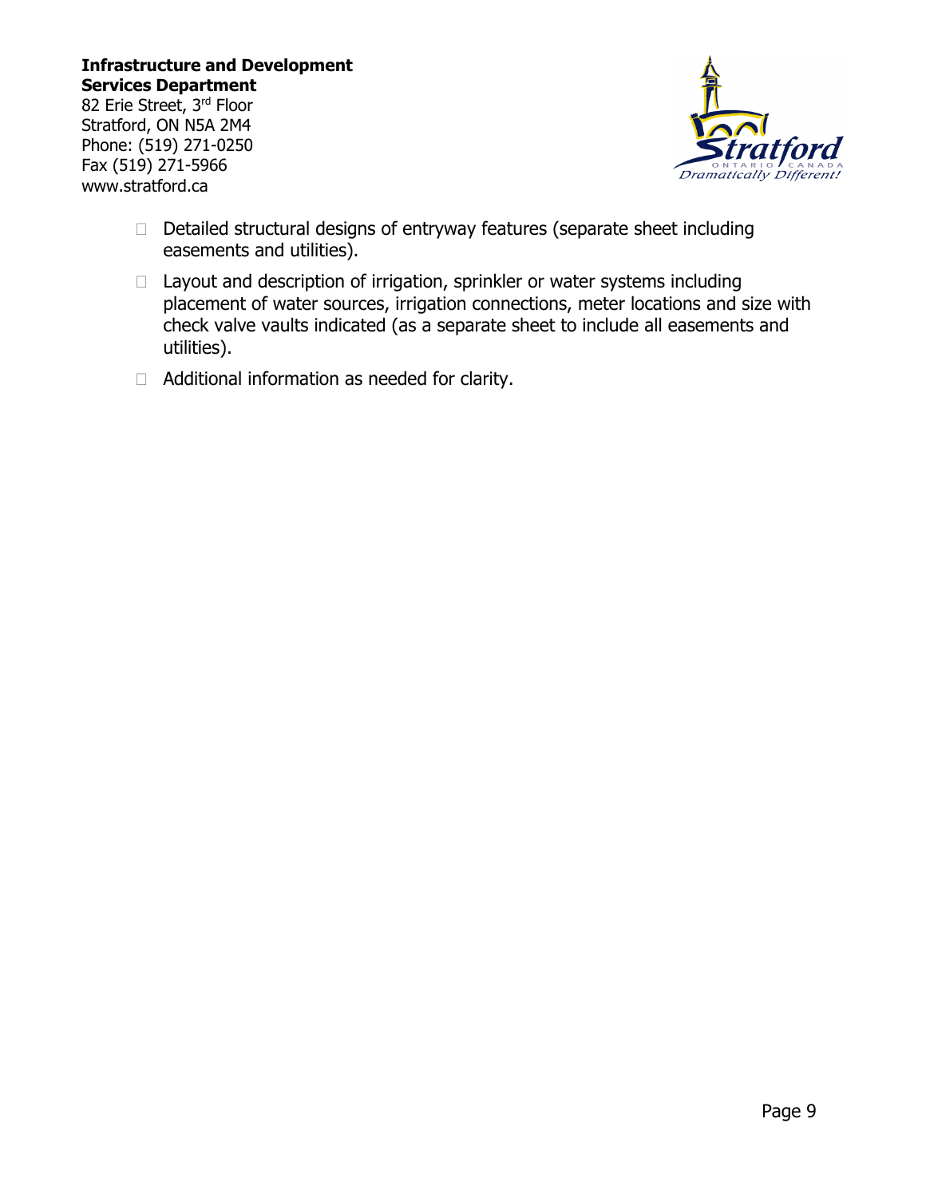- Detailed structural designs of entryway features (separate sheet including easements and utilities).
- Layout and description of irrigation, sprinkler or water systems including placement of water sources, irrigation connections, meter locations and size with check valve vaults indicated (as a separate sheet to include all easements and utilities).
- Additional information as needed for clarity.